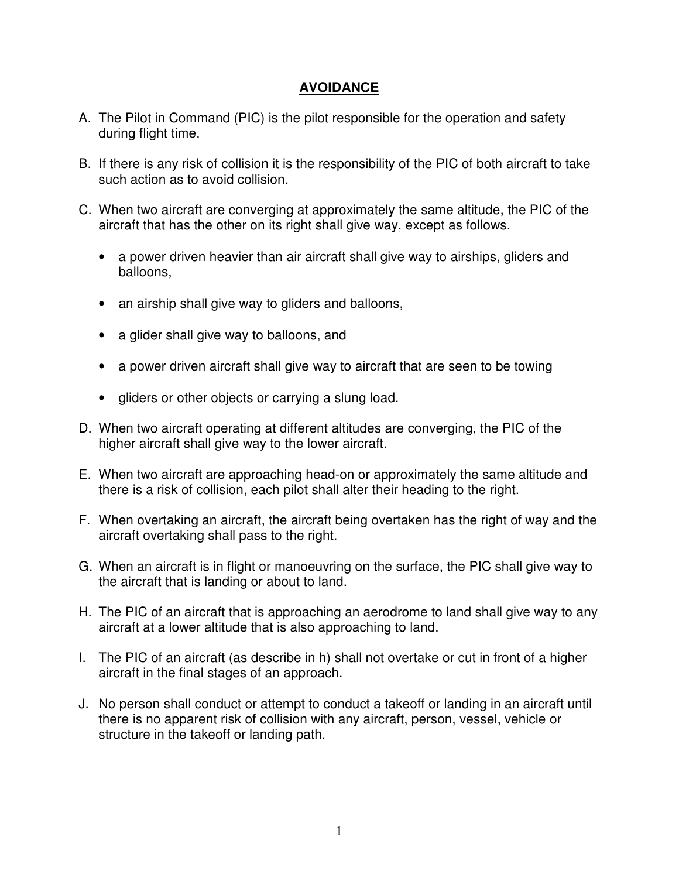## AVOIDANCE

A. The Pilot in Command (PIC) is the pilot responsible for the operation and safety during flight time.

B. If there is any risk of collision it is the responsibility of the PIC of both aircraft to take such action as to avoid collision.

C. When two aircraft are converging at approximately the same altitude, the PIC of the aircraft that has the other on its right shall give way, except as follows.

   - a power driven heavier than air aircraft shall give way to airships, gliders and balloons,
   - an airship shall give way to gliders and balloons,
   - a glider shall give way to balloons, and
   - a power driven aircraft shall give way to aircraft that are seen to be towing
   - gliders or other objects or carrying a slung load.

D. When two aircraft operating at different altitudes are converging, the PIC of the higher aircraft shall give way to the lower aircraft.

E. When two aircraft are approaching head-on or approximately the same altitude and there is a risk of collision, each pilot shall alter their heading to the right.

F. When overtaking an aircraft, the aircraft being overtaken has the right of way and the aircraft overtaking shall pass to the right.

G. When an aircraft is in flight or manoeuvring on the surface, the PIC shall give way to the aircraft that is landing or about to land.

H. The PIC of an aircraft that is approaching an aerodrome to land shall give way to any aircraft at a lower altitude that is also approaching to land.

I. The PIC of an aircraft (as describe in h) shall not overtake or cut in front of a higher aircraft in the final stages of an approach.

J. No person shall conduct or attempt to conduct a takeoff or landing in an aircraft until there is no apparent risk of collision with any aircraft, person, vessel, vehicle or structure in the takeoff or landing path.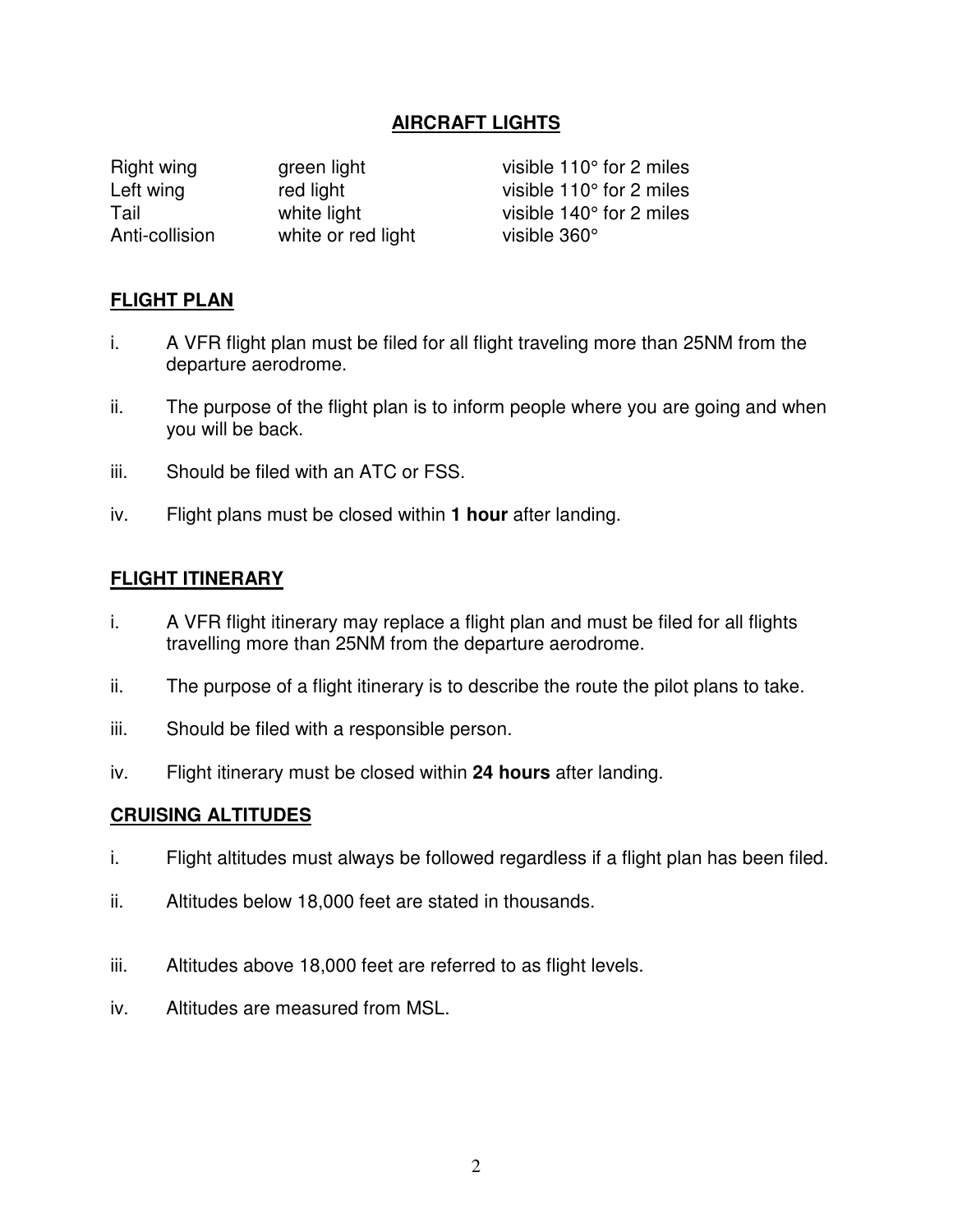## AIRCRAFT LIGHTS

| | | |
|---|---|---|
| Right wing | green light | visible 110° for 2 miles |
| Left wing | red light | visible 110° for 2 miles |
| Tail | white light | visible 140° for 2 miles |
| Anti-collision | white or red light | visible 360° |

## FLIGHT PLAN

i. A VFR flight plan must be filed for all flight traveling more than 25NM from the departure aerodrome.

ii. The purpose of the flight plan is to inform people where you are going and when you will be back.

iii. Should be filed with an ATC or FSS.

iv. Flight plans must be closed within **1 hour** after landing.

## FLIGHT ITINERARY

i. A VFR flight itinerary may replace a flight plan and must be filed for all flights travelling more than 25NM from the departure aerodrome.

ii. The purpose of a flight itinerary is to describe the route the pilot plans to take.

iii. Should be filed with a responsible person.

iv. Flight itinerary must be closed within **24 hours** after landing.

## CRUISING ALTITUDES

i. Flight altitudes must always be followed regardless if a flight plan has been filed.

ii. Altitudes below 18,000 feet are stated in thousands.

iii. Altitudes above 18,000 feet are referred to as flight levels.

iv. Altitudes are measured from MSL.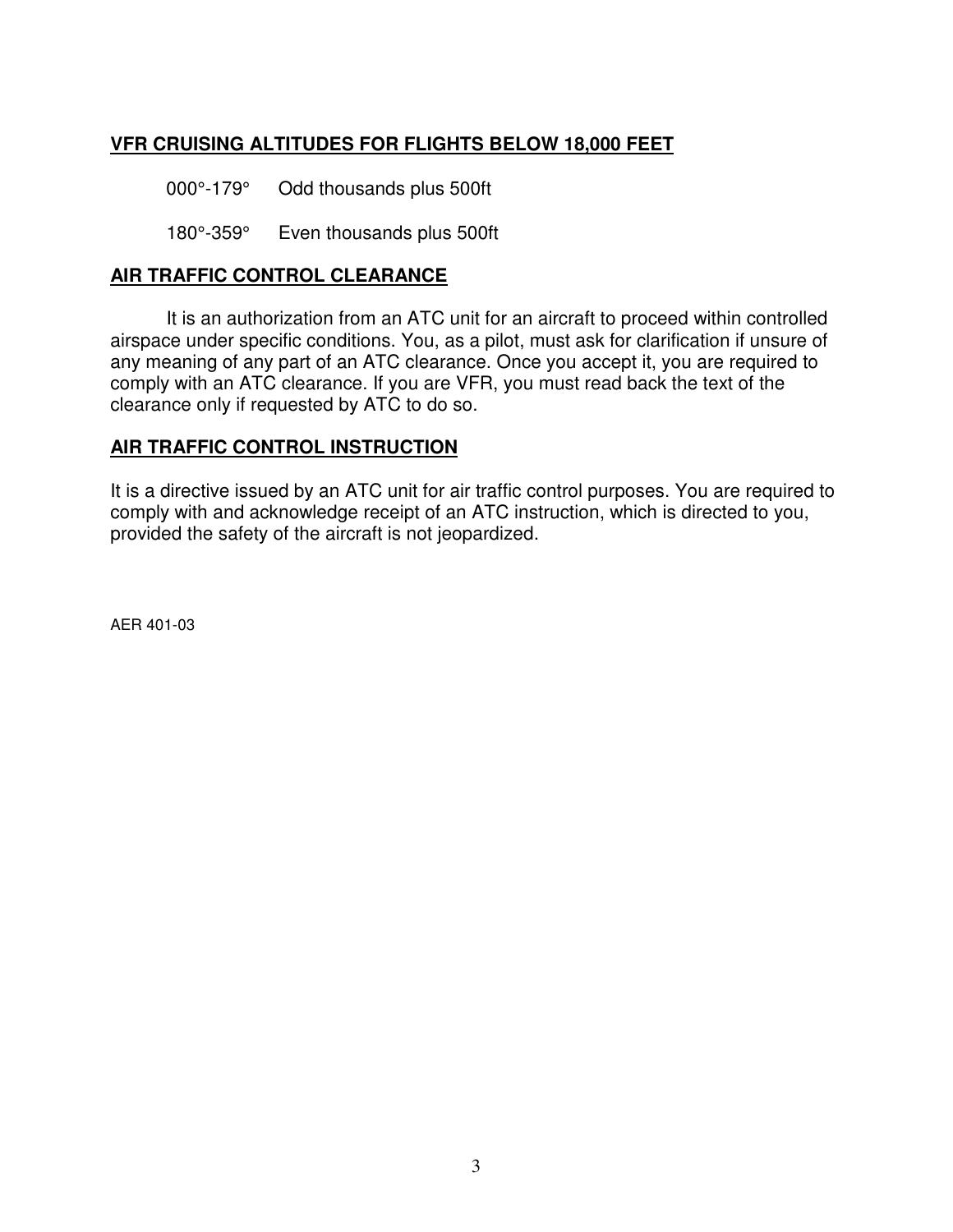## VFR CRUISING ALTITUDES FOR FLIGHTS BELOW 18,000 FEET

000°-179° Odd thousands plus 500ft

180°-359° Even thousands plus 500ft

## AIR TRAFFIC CONTROL CLEARANCE

It is an authorization from an ATC unit for an aircraft to proceed within controlled airspace under specific conditions. You, as a pilot, must ask for clarification if unsure of any meaning of any part of an ATC clearance. Once you accept it, you are required to comply with an ATC clearance. If you are VFR, you must read back the text of the clearance only if requested by ATC to do so.

## AIR TRAFFIC CONTROL INSTRUCTION

It is a directive issued by an ATC unit for air traffic control purposes. You are required to comply with and acknowledge receipt of an ATC instruction, which is directed to you, provided the safety of the aircraft is not jeopardized.

AER 401-03